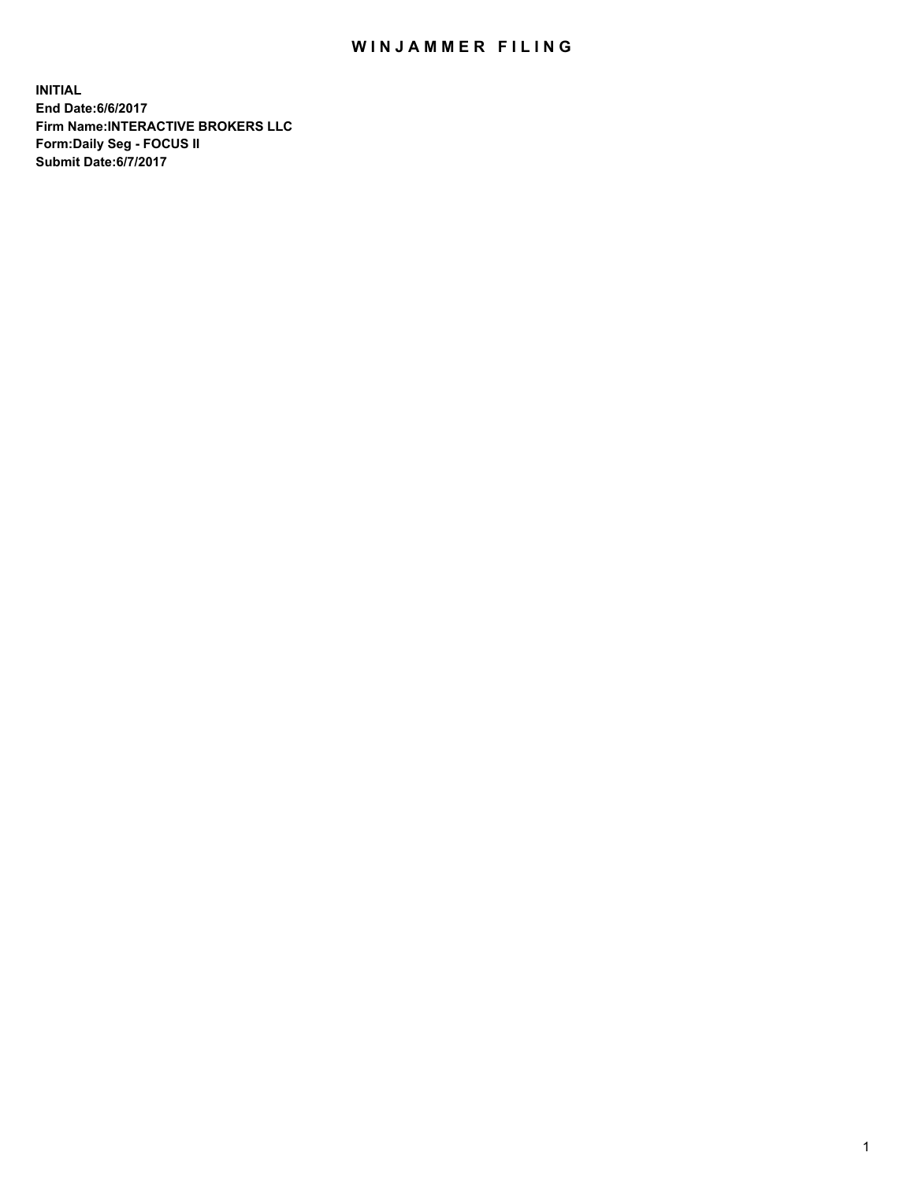# WINJAMMER FILING

**INITIAL**
**End Date:6/6/2017**
**Firm Name:INTERACTIVE BROKERS LLC**
**Form:Daily Seg - FOCUS II**
**Submit Date:6/7/2017**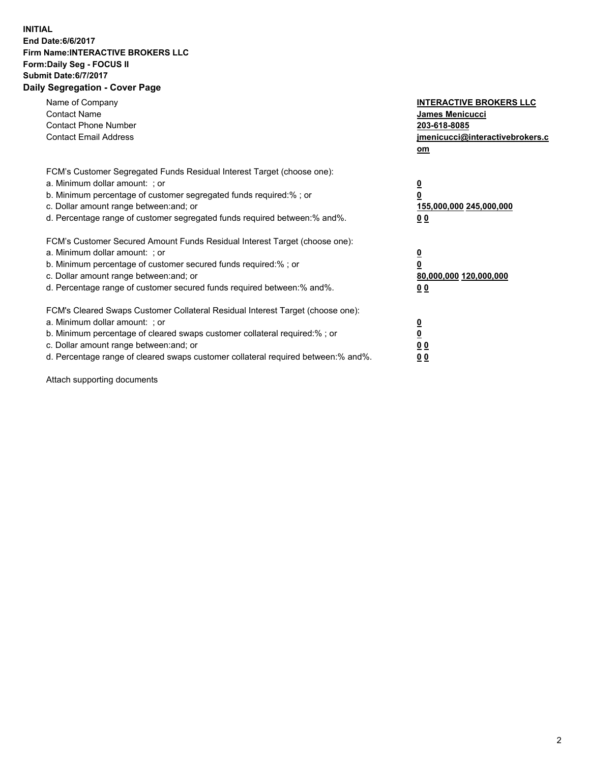**INITIAL**
**End Date:6/6/2017**
**Firm Name:INTERACTIVE BROKERS LLC**
**Form:Daily Seg - FOCUS II**
**Submit Date:6/7/2017**
**Daily Segregation - Cover Page**

| | |
|---|---|
| Name of Company | **INTERACTIVE BROKERS LLC** |
| Contact Name | **James Menicucci** |
| Contact Phone Number | **203-618-8085** |
| Contact Email Address | **jmenicucci@interactivebrokers.com** |

FCM's Customer Segregated Funds Residual Interest Target (choose one):

| | |
|---|---|
| a. Minimum dollar amount: ; or | **0** |
| b. Minimum percentage of customer segregated funds required:% ; or | **0** |
| c. Dollar amount range between:and; or | **155,000,000 245,000,000** |
| d. Percentage range of customer segregated funds required between:% and%. | **0 0** |

FCM's Customer Secured Amount Funds Residual Interest Target (choose one):

| | |
|---|---|
| a. Minimum dollar amount: ; or | **0** |
| b. Minimum percentage of customer secured funds required:% ; or | **0** |
| c. Dollar amount range between:and; or | **80,000,000 120,000,000** |
| d. Percentage range of customer secured funds required between:% and%. | **0 0** |

FCM's Cleared Swaps Customer Collateral Residual Interest Target (choose one):

| | |
|---|---|
| a. Minimum dollar amount: ; or | **0** |
| b. Minimum percentage of cleared swaps customer collateral required:% ; or | **0** |
| c. Dollar amount range between:and; or | **0 0** |
| d. Percentage range of cleared swaps customer collateral required between:% and%. | **0 0** |

Attach supporting documents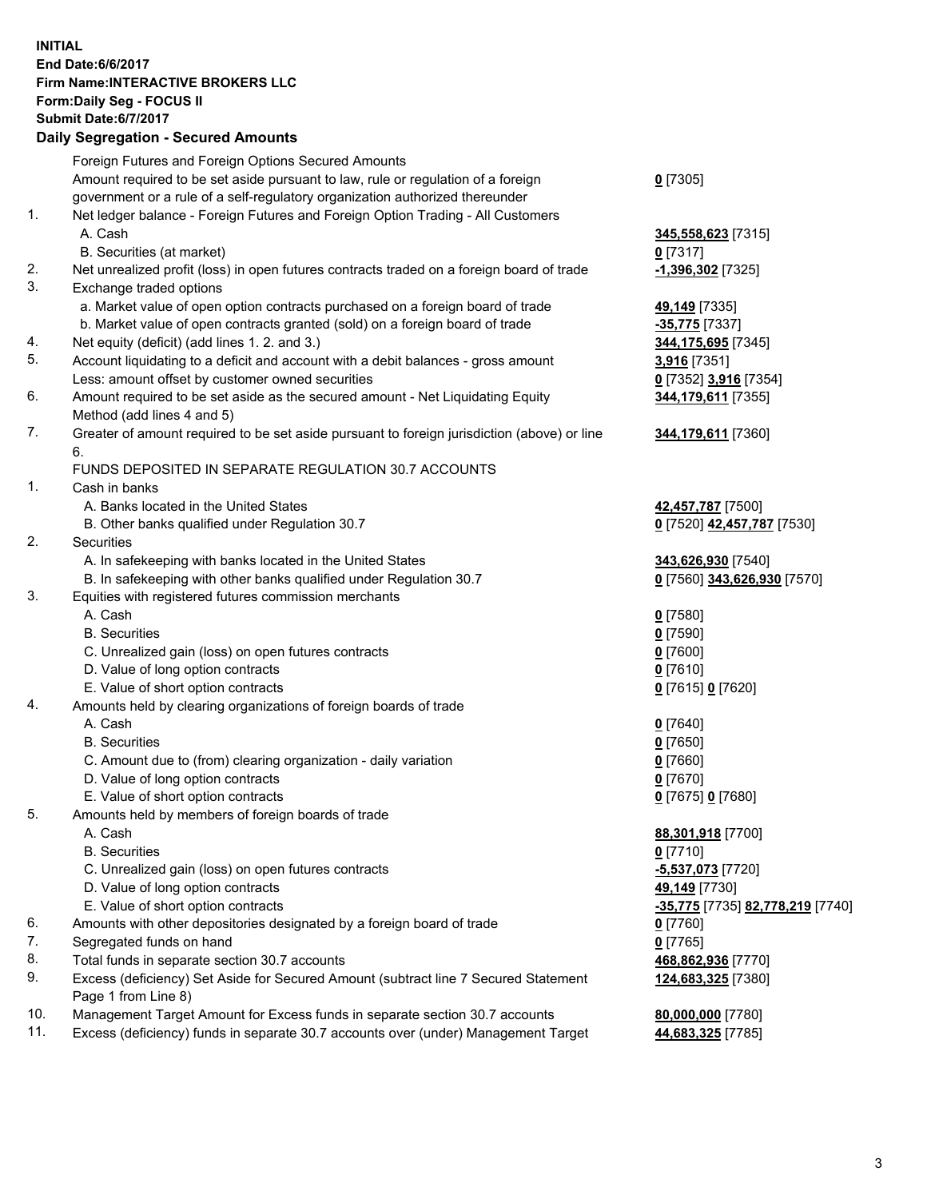**INITIAL**
**End Date:6/6/2017**
**Firm Name:INTERACTIVE BROKERS LLC**
**Form:Daily Seg - FOCUS II**
**Submit Date:6/7/2017**
**Daily Segregation - Secured Amounts**

| | | |
|---|---|---|
| | Foreign Futures and Foreign Options Secured Amounts | |
| | Amount required to be set aside pursuant to law, rule or regulation of a foreign government or a rule of a self-regulatory organization authorized thereunder | **0** [7305] |
| 1. | Net ledger balance - Foreign Futures and Foreign Option Trading - All Customers | |
| | A. Cash | **345,558,623** [7315] |
| | B. Securities (at market) | **0** [7317] |
| 2. | Net unrealized profit (loss) in open futures contracts traded on a foreign board of trade | **-1,396,302** [7325] |
| 3. | Exchange traded options | |
| | a. Market value of open option contracts purchased on a foreign board of trade | **49,149** [7335] |
| | b. Market value of open contracts granted (sold) on a foreign board of trade | **-35,775** [7337] |
| 4. | Net equity (deficit) (add lines 1. 2. and 3.) | **344,175,695** [7345] |
| 5. | Account liquidating to a deficit and account with a debit balances - gross amount | **3,916** [7351] |
| | Less: amount offset by customer owned securities | **0** [7352] **3,916** [7354] |
| 6. | Amount required to be set aside as the secured amount - Net Liquidating Equity Method (add lines 4 and 5) | **344,179,611** [7355] |
| 7. | Greater of amount required to be set aside pursuant to foreign jurisdiction (above) or line 6. | **344,179,611** [7360] |
| | FUNDS DEPOSITED IN SEPARATE REGULATION 30.7 ACCOUNTS | |
| 1. | Cash in banks | |
| | A. Banks located in the United States | **42,457,787** [7500] |
| | B. Other banks qualified under Regulation 30.7 | **0** [7520] **42,457,787** [7530] |
| 2. | Securities | |
| | A. In safekeeping with banks located in the United States | **343,626,930** [7540] |
| | B. In safekeeping with other banks qualified under Regulation 30.7 | **0** [7560] **343,626,930** [7570] |
| 3. | Equities with registered futures commission merchants | |
| | A. Cash | **0** [7580] |
| | B. Securities | **0** [7590] |
| | C. Unrealized gain (loss) on open futures contracts | **0** [7600] |
| | D. Value of long option contracts | **0** [7610] |
| | E. Value of short option contracts | **0** [7615] **0** [7620] |
| 4. | Amounts held by clearing organizations of foreign boards of trade | |
| | A. Cash | **0** [7640] |
| | B. Securities | **0** [7650] |
| | C. Amount due to (from) clearing organization - daily variation | **0** [7660] |
| | D. Value of long option contracts | **0** [7670] |
| | E. Value of short option contracts | **0** [7675] **0** [7680] |
| 5. | Amounts held by members of foreign boards of trade | |
| | A. Cash | **88,301,918** [7700] |
| | B. Securities | **0** [7710] |
| | C. Unrealized gain (loss) on open futures contracts | **-5,537,073** [7720] |
| | D. Value of long option contracts | **49,149** [7730] |
| | E. Value of short option contracts | **-35,775** [7735] **82,778,219** [7740] |
| 6. | Amounts with other depositories designated by a foreign board of trade | **0** [7760] |
| 7. | Segregated funds on hand | **0** [7765] |
| 8. | Total funds in separate section 30.7 accounts | **468,862,936** [7770] |
| 9. | Excess (deficiency) Set Aside for Secured Amount (subtract line 7 Secured Statement Page 1 from Line 8) | **124,683,325** [7380] |
| 10. | Management Target Amount for Excess funds in separate section 30.7 accounts | **80,000,000** [7780] |
| 11. | Excess (deficiency) funds in separate 30.7 accounts over (under) Management Target | **44,683,325** [7785] |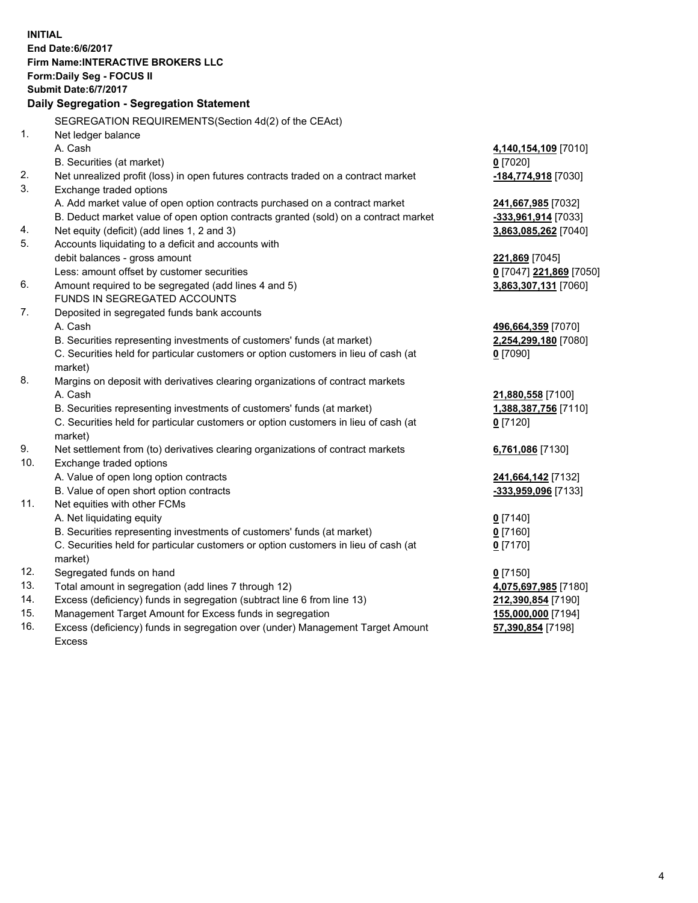**INITIAL**
**End Date:6/6/2017**
**Firm Name:INTERACTIVE BROKERS LLC**
**Form:Daily Seg - FOCUS II**
**Submit Date:6/7/2017**

### Daily Segregation - Segregation Statement

SEGREGATION REQUIREMENTS(Section 4d(2) of the CEAct)

| | | |
|---|---|---|
| 1. | Net ledger balance | |
| | A. Cash | **4,140,154,109** [7010] |
| | B. Securities (at market) | **0** [7020] |
| 2. | Net unrealized profit (loss) in open futures contracts traded on a contract market | **-184,774,918** [7030] |
| 3. | Exchange traded options | |
| | A. Add market value of open option contracts purchased on a contract market | **241,667,985** [7032] |
| | B. Deduct market value of open option contracts granted (sold) on a contract market | **-333,961,914** [7033] |
| 4. | Net equity (deficit) (add lines 1, 2 and 3) | **3,863,085,262** [7040] |
| 5. | Accounts liquidating to a deficit and accounts with debit balances - gross amount | **221,869** [7045] |
| | Less: amount offset by customer securities | **0** [7047] **221,869** [7050] |
| 6. | Amount required to be segregated (add lines 4 and 5) | **3,863,307,131** [7060] |
| | FUNDS IN SEGREGATED ACCOUNTS | |
| 7. | Deposited in segregated funds bank accounts | |
| | A. Cash | **496,664,359** [7070] |
| | B. Securities representing investments of customers' funds (at market) | **2,254,299,180** [7080] |
| | C. Securities held for particular customers or option customers in lieu of cash (at market) | **0** [7090] |
| 8. | Margins on deposit with derivatives clearing organizations of contract markets | |
| | A. Cash | **21,880,558** [7100] |
| | B. Securities representing investments of customers' funds (at market) | **1,388,387,756** [7110] |
| | C. Securities held for particular customers or option customers in lieu of cash (at market) | **0** [7120] |
| 9. | Net settlement from (to) derivatives clearing organizations of contract markets | **6,761,086** [7130] |
| 10. | Exchange traded options | |
| | A. Value of open long option contracts | **241,664,142** [7132] |
| | B. Value of open short option contracts | **-333,959,096** [7133] |
| 11. | Net equities with other FCMs | |
| | A. Net liquidating equity | **0** [7140] |
| | B. Securities representing investments of customers' funds (at market) | **0** [7160] |
| | C. Securities held for particular customers or option customers in lieu of cash (at market) | **0** [7170] |
| 12. | Segregated funds on hand | **0** [7150] |
| 13. | Total amount in segregation (add lines 7 through 12) | **4,075,697,985** [7180] |
| 14. | Excess (deficiency) funds in segregation (subtract line 6 from line 13) | **212,390,854** [7190] |
| 15. | Management Target Amount for Excess funds in segregation | **155,000,000** [7194] |
| 16. | Excess (deficiency) funds in segregation over (under) Management Target Amount Excess | **57,390,854** [7198] |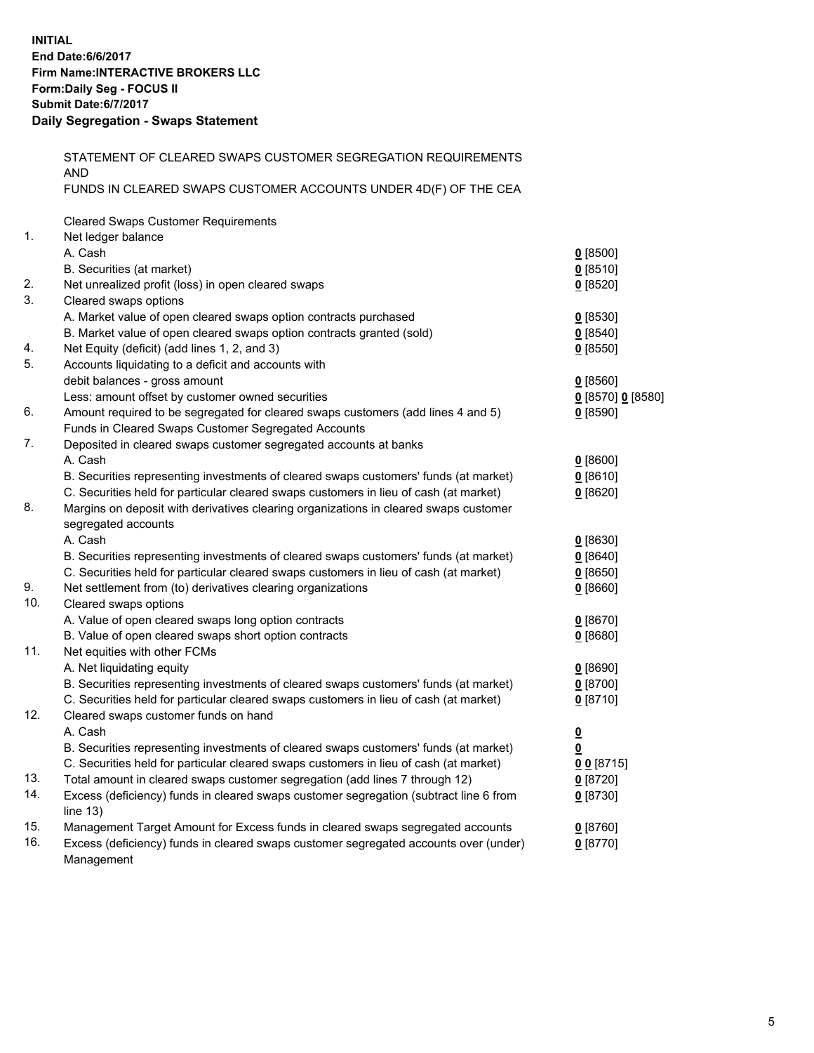**INITIAL**
**End Date:6/6/2017**
**Firm Name:INTERACTIVE BROKERS LLC**
**Form:Daily Seg - FOCUS II**
**Submit Date:6/7/2017**
**Daily Segregation - Swaps Statement**

STATEMENT OF CLEARED SWAPS CUSTOMER SEGREGATION REQUIREMENTS AND FUNDS IN CLEARED SWAPS CUSTOMER ACCOUNTS UNDER 4D(F) OF THE CEA

| | | |
|---|---|---|
| | Cleared Swaps Customer Requirements | |
| 1. | Net ledger balance | |
| | A. Cash | 0 [8500] |
| | B. Securities (at market) | 0 [8510] |
| 2. | Net unrealized profit (loss) in open cleared swaps | 0 [8520] |
| 3. | Cleared swaps options | |
| | A. Market value of open cleared swaps option contracts purchased | 0 [8530] |
| | B. Market value of open cleared swaps option contracts granted (sold) | 0 [8540] |
| 4. | Net Equity (deficit) (add lines 1, 2, and 3) | 0 [8550] |
| 5. | Accounts liquidating to a deficit and accounts with debit balances - gross amount | 0 [8560] |
| | Less: amount offset by customer owned securities | 0 [8570] 0 [8580] |
| 6. | Amount required to be segregated for cleared swaps customers (add lines 4 and 5) | 0 [8590] |
| | Funds in Cleared Swaps Customer Segregated Accounts | |
| 7. | Deposited in cleared swaps customer segregated accounts at banks | |
| | A. Cash | 0 [8600] |
| | B. Securities representing investments of cleared swaps customers' funds (at market) | 0 [8610] |
| | C. Securities held for particular cleared swaps customers in lieu of cash (at market) | 0 [8620] |
| 8. | Margins on deposit with derivatives clearing organizations in cleared swaps customer segregated accounts | |
| | A. Cash | 0 [8630] |
| | B. Securities representing investments of cleared swaps customers' funds (at market) | 0 [8640] |
| | C. Securities held for particular cleared swaps customers in lieu of cash (at market) | 0 [8650] |
| 9. | Net settlement from (to) derivatives clearing organizations | 0 [8660] |
| 10. | Cleared swaps options | |
| | A. Value of open cleared swaps long option contracts | 0 [8670] |
| | B. Value of open cleared swaps short option contracts | 0 [8680] |
| 11. | Net equities with other FCMs | |
| | A. Net liquidating equity | 0 [8690] |
| | B. Securities representing investments of cleared swaps customers' funds (at market) | 0 [8700] |
| | C. Securities held for particular cleared swaps customers in lieu of cash (at market) | 0 [8710] |
| 12. | Cleared swaps customer funds on hand | |
| | A. Cash | 0 |
| | B. Securities representing investments of cleared swaps customers' funds (at market) | 0 |
| | C. Securities held for particular cleared swaps customers in lieu of cash (at market) | 0 0 [8715] |
| 13. | Total amount in cleared swaps customer segregation (add lines 7 through 12) | 0 [8720] |
| 14. | Excess (deficiency) funds in cleared swaps customer segregation (subtract line 6 from line 13) | 0 [8730] |
| 15. | Management Target Amount for Excess funds in cleared swaps segregated accounts | 0 [8760] |
| 16. | Excess (deficiency) funds in cleared swaps customer segregated accounts over (under) Management | 0 [8770] |